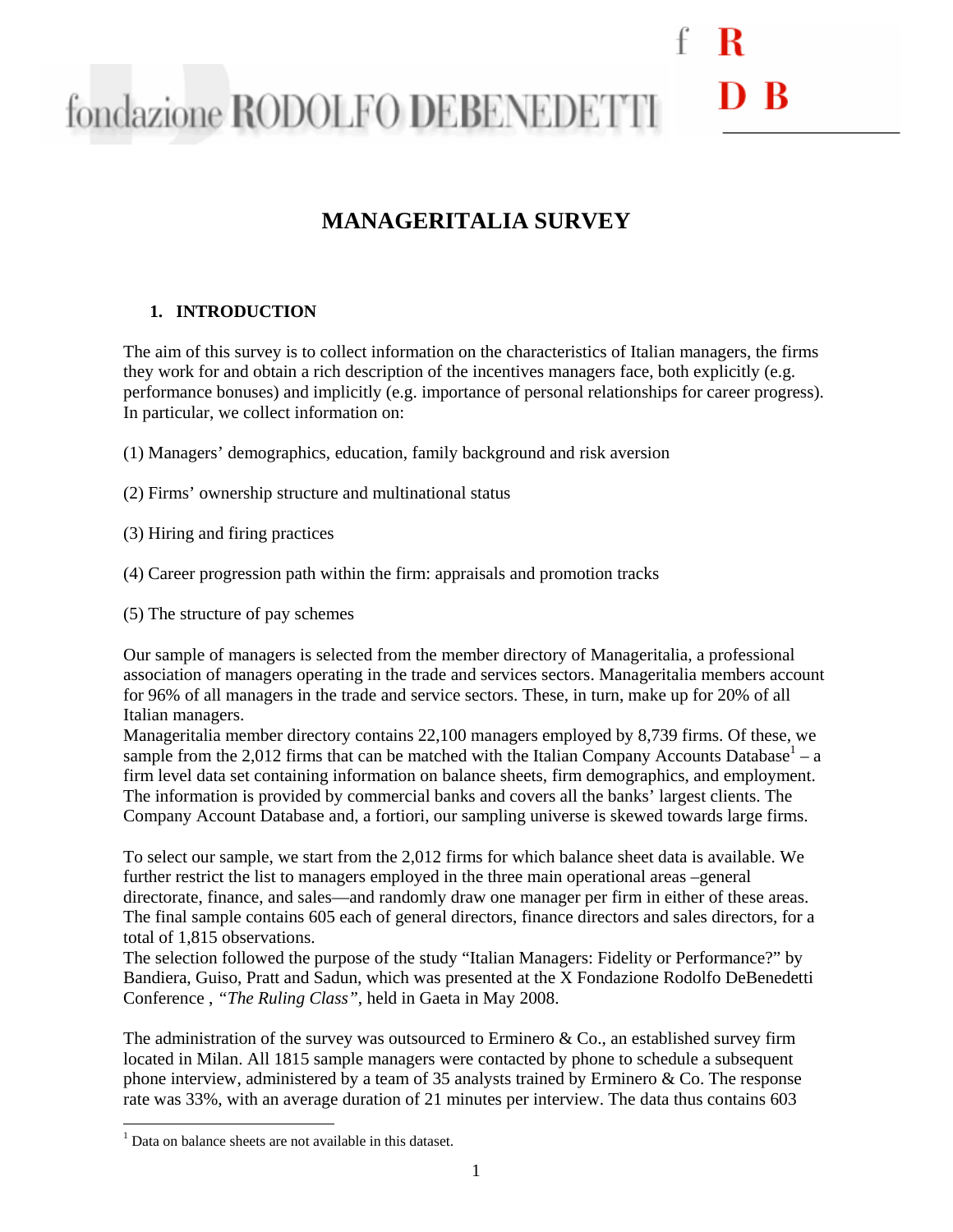# MANAGERITALIA SURVEY

## 1. INTRODUCTION

The aim of this survey is to collect information on the characteristics of Italian managers, the firms they work for and obtain a rich description of the incentives managers face, both explicitly (e.g. performance bonuses) and implicitly (e.g. importance of personal relationships for career progress). In particular, we collect information on:

(1) Managers' demographics, education, family background and risk aversion

(2) Firms' ownership structure and multinational status

(3) Hiring and firing practices

(4) Career progression path within the firm: appraisals and promotion tracks

(5) The structure of pay schemes

Our sample of managers is selected from the member directory of Manageritalia, a professional association of managers operating in the trade and services sectors. Manageritalia members account for 96% of all managers in the trade and service sectors. These, in turn, make up for 20% of all Italian managers.
Manageritalia member directory contains 22,100 managers employed by 8,739 firms. Of these, we sample from the 2,012 firms that can be matched with the Italian Company Accounts Database[1] – a firm level data set containing information on balance sheets, firm demographics, and employment. The information is provided by commercial banks and covers all the banks' largest clients. The Company Account Database and, a fortiori, our sampling universe is skewed towards large firms.

To select our sample, we start from the 2,012 firms for which balance sheet data is available. We further restrict the list to managers employed in the three main operational areas –general directorate, finance, and sales—and randomly draw one manager per firm in either of these areas. The final sample contains 605 each of general directors, finance directors and sales directors, for a total of 1,815 observations.
The selection followed the purpose of the study "Italian Managers: Fidelity or Performance?" by Bandiera, Guiso, Pratt and Sadun, which was presented at the X Fondazione Rodolfo DeBenedetti Conference , *"The Ruling Class"*, held in Gaeta in May 2008.

The administration of the survey was outsourced to Erminero & Co., an established survey firm located in Milan. All 1815 sample managers were contacted by phone to schedule a subsequent phone interview, administered by a team of 35 analysts trained by Erminero & Co. The response rate was 33%, with an average duration of 21 minutes per interview. The data thus contains 603

[1] Data on balance sheets are not available in this dataset.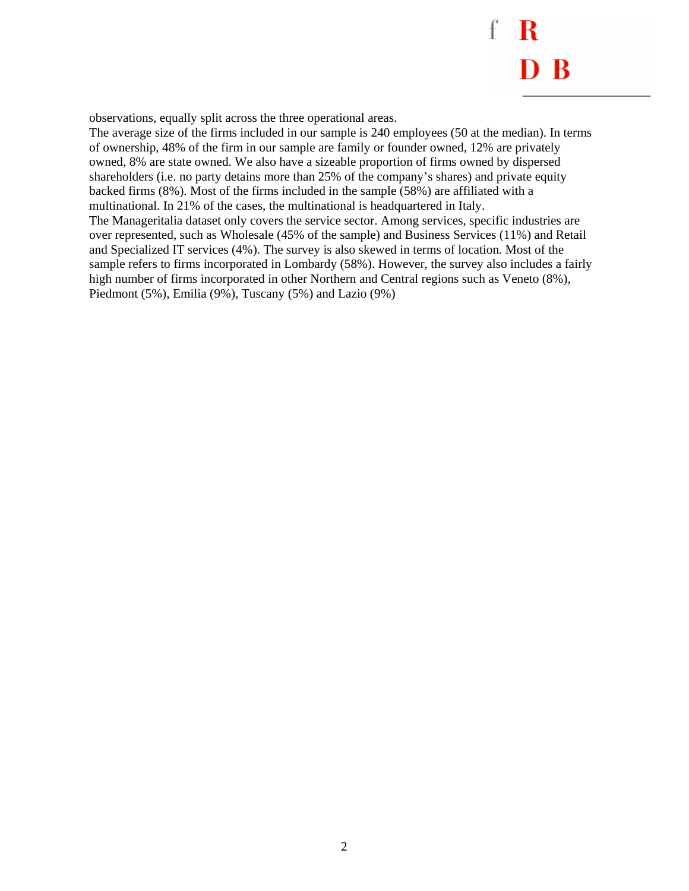observations, equally split across the three operational areas.

The average size of the firms included in our sample is 240 employees (50 at the median). In terms of ownership, 48% of the firm in our sample are family or founder owned, 12% are privately owned, 8% are state owned. We also have a sizeable proportion of firms owned by dispersed shareholders (i.e. no party detains more than 25% of the company's shares) and private equity backed firms (8%). Most of the firms included in the sample (58%) are affiliated with a multinational. In 21% of the cases, the multinational is headquartered in Italy.

The Manageritalia dataset only covers the service sector. Among services, specific industries are over represented, such as Wholesale (45% of the sample) and Business Services (11%) and Retail and Specialized IT services (4%). The survey is also skewed in terms of location. Most of the sample refers to firms incorporated in Lombardy (58%). However, the survey also includes a fairly high number of firms incorporated in other Northern and Central regions such as Veneto (8%), Piedmont (5%), Emilia (9%), Tuscany (5%) and Lazio (9%)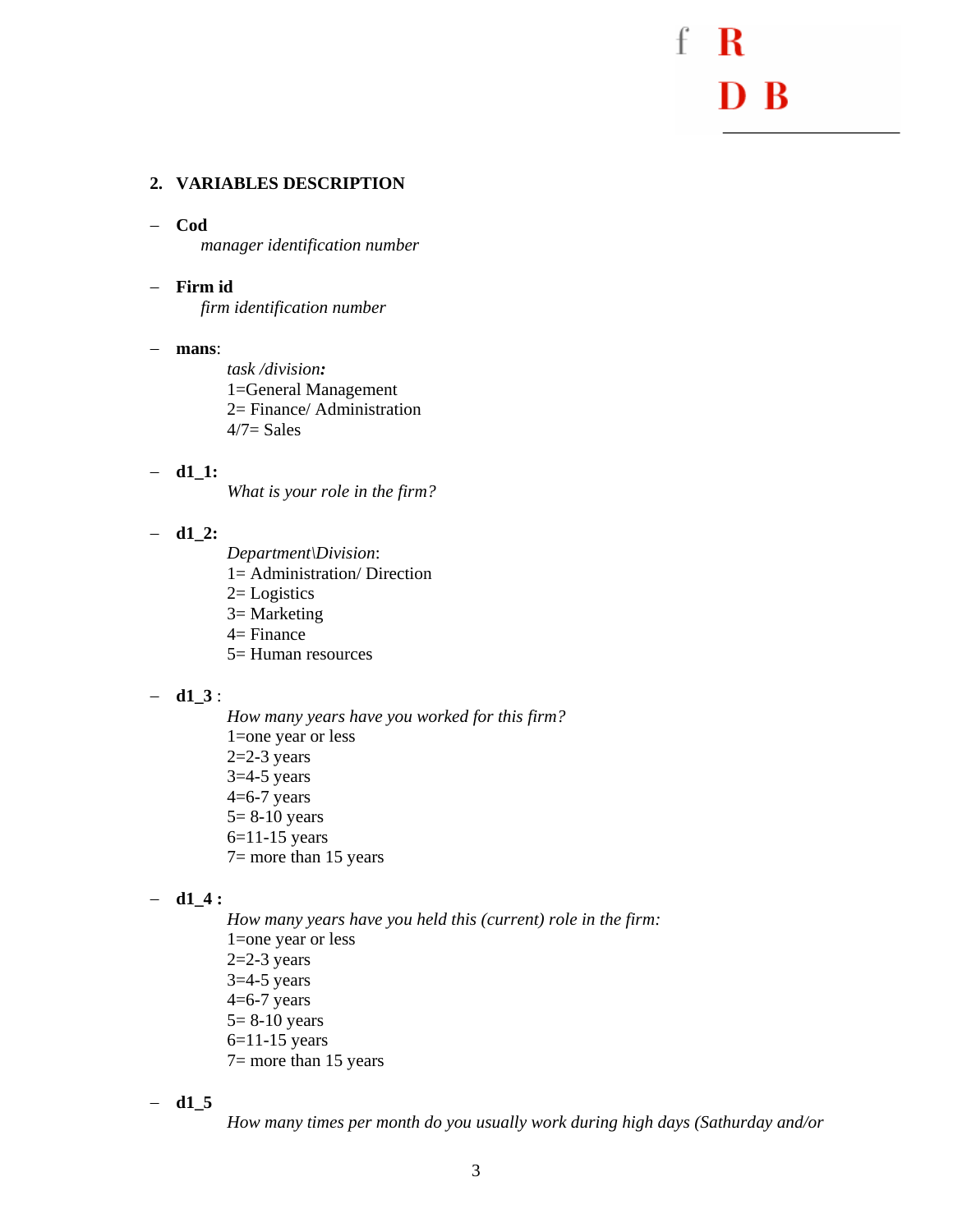## 2. VARIABLES DESCRIPTION

- **Cod**

  *manager identification number*

- **Firm id**

  *firm identification number*

- **mans**:

  *task /division:*
  1=General Management
  2= Finance/ Administration
  4/7= Sales

- **d1_1:**

  *What is your role in the firm?*

- **d1_2:**

  *Department\Division*:
  1= Administration/ Direction
  2= Logistics
  3= Marketing
  4= Finance
  5= Human resources

- **d1_3** :

  *How many years have you worked for this firm?*
  1=one year or less
  2=2-3 years
  3=4-5 years
  4=6-7 years
  5= 8-10 years
  6=11-15 years
  7= more than 15 years

- **d1_4 :**

  *How many years have you held this (current) role in the firm:*
  1=one year or less
  2=2-3 years
  3=4-5 years
  4=6-7 years
  5= 8-10 years
  6=11-15 years
  7= more than 15 years

- **d1_5**

  *How many times per month do you usually work during high days (Sathurday and/or*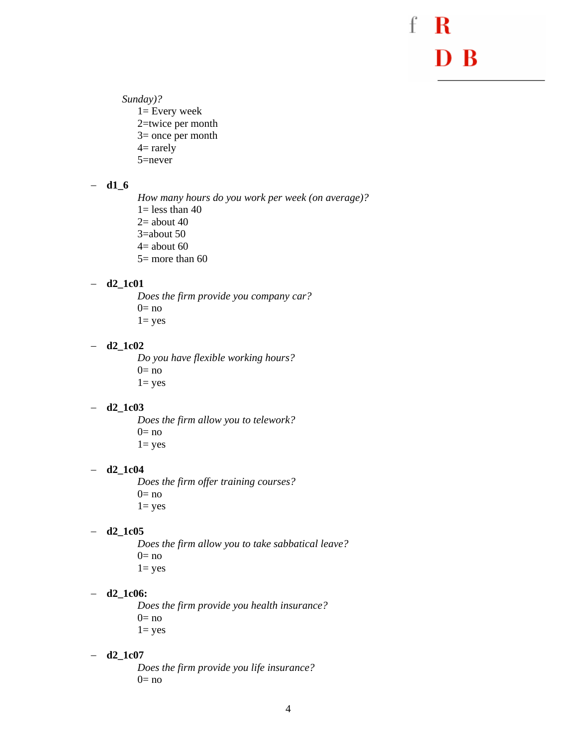*Sunday)?*
1= Every week
2=twice per month
3= once per month
4= rarely
5=never

- **d1_6**
  *How many hours do you work per week (on average)?*
  1= less than 40
  2= about 40
  3=about 50
  4= about 60
  5= more than 60

- **d2_1c01**
  *Does the firm provide you company car?*
  0= no
  1= yes

- **d2_1c02**
  *Do you have flexible working hours?*
  0= no
  1= yes

- **d2_1c03**
  *Does the firm allow you to telework?*
  0= no
  1= yes

- **d2_1c04**
  *Does the firm offer training courses?*
  0= no
  1= yes

- **d2_1c05**
  *Does the firm allow you to take sabbatical leave?*
  0= no
  1= yes

- **d2_1c06:**
  *Does the firm provide you health insurance?*
  0= no
  1= yes

- **d2_1c07**
  *Does the firm provide you life insurance?*
  0= no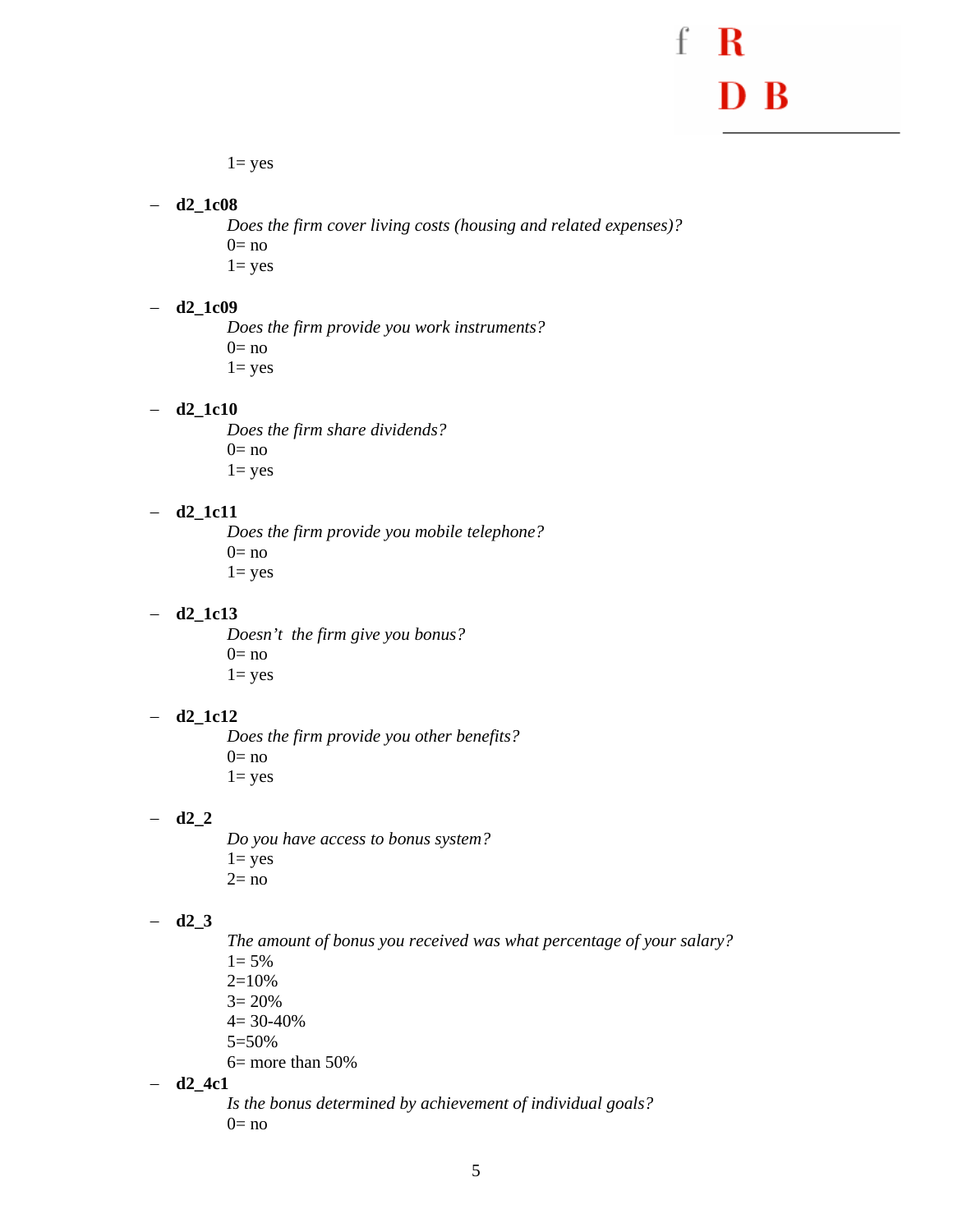1= yes

- **d2_1c08**
  *Does the firm cover living costs (housing and related expenses)?*
  0= no
  1= yes

- **d2_1c09**
  *Does the firm provide you work instruments?*
  0= no
  1= yes

- **d2_1c10**
  *Does the firm share dividends?*
  0= no
  1= yes

- **d2_1c11**
  *Does the firm provide you mobile telephone?*
  0= no
  1= yes

- **d2_1c13**
  *Doesn't the firm give you bonus?*
  0= no
  1= yes

- **d2_1c12**
  *Does the firm provide you other benefits?*
  0= no
  1= yes

- **d2_2**
  *Do you have access to bonus system?*
  1= yes
  2= no

- **d2_3**
  *The amount of bonus you received was what percentage of your salary?*
  1= 5%
  2=10%
  3= 20%
  4= 30-40%
  5=50%
  6= more than 50%

- **d2_4c1**
  *Is the bonus determined by achievement of individual goals?*
  0= no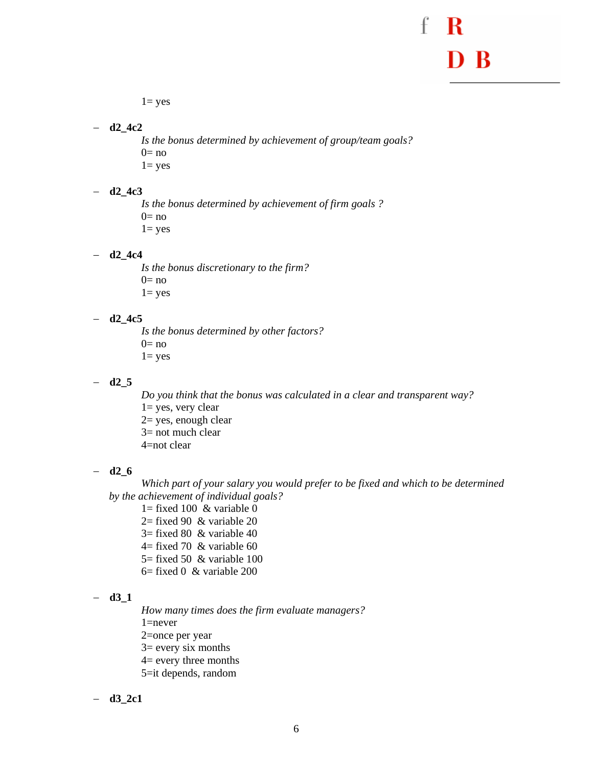1= yes

- **d2_4c2**

  *Is the bonus determined by achievement of group/team goals?*
  0= no
  1= yes

- **d2_4c3**

  *Is the bonus determined by achievement of firm goals ?*
  0= no
  1= yes

- **d2_4c4**

  *Is the bonus discretionary to the firm?*
  0= no
  1= yes

- **d2_4c5**

  *Is the bonus determined by other factors?*
  0= no
  1= yes

- **d2_5**

  *Do you think that the bonus was calculated in a clear and transparent way?*
  1= yes, very clear
  2= yes, enough clear
  3= not much clear
  4=not clear

- **d2_6**

  *Which part of your salary you would prefer to be fixed and which to be determined by the achievement of individual goals?*
  1= fixed 100 & variable 0
  2= fixed 90 & variable 20
  3= fixed 80 & variable 40
  4= fixed 70 & variable 60
  5= fixed 50 & variable 100
  6= fixed 0 & variable 200

- **d3_1**

  *How many times does the firm evaluate managers?*
  1=never
  2=once per year
  3= every six months
  4= every three months
  5=it depends, random

- **d3_2c1**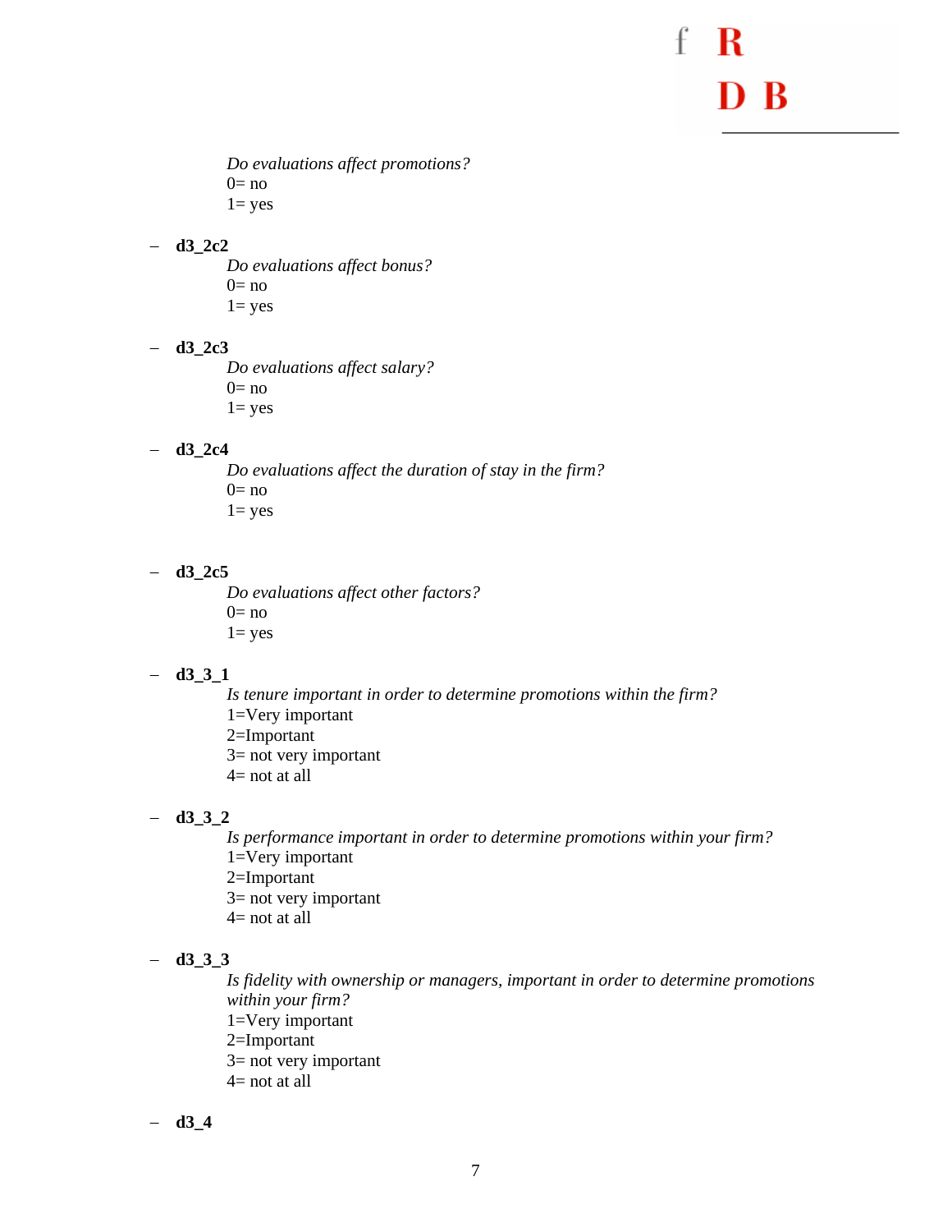*Do evaluations affect promotions?*
0= no
1= yes

- **d3_2c2**
  *Do evaluations affect bonus?*
  0= no
  1= yes

- **d3_2c3**
  *Do evaluations affect salary?*
  0= no
  1= yes

- **d3_2c4**
  *Do evaluations affect the duration of stay in the firm?*
  0= no
  1= yes

- **d3_2c5**
  *Do evaluations affect other factors?*
  0= no
  1= yes

- **d3_3_1**
  *Is tenure important in order to determine promotions within the firm?*
  1=Very important
  2=Important
  3= not very important
  4= not at all

- **d3_3_2**
  *Is performance important in order to determine promotions within your firm?*
  1=Very important
  2=Important
  3= not very important
  4= not at all

- **d3_3_3**
  *Is fidelity with ownership or managers, important in order to determine promotions within your firm?*
  1=Very important
  2=Important
  3= not very important
  4= not at all

- **d3_4**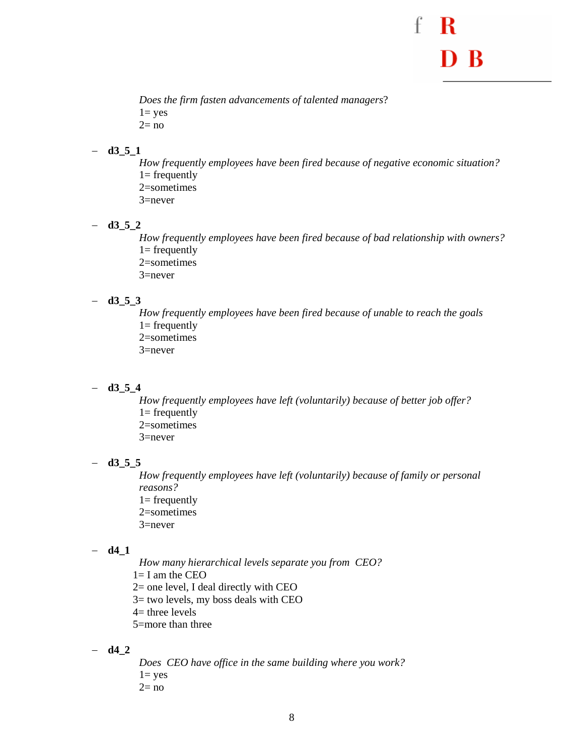*Does the firm fasten advancements of talented managers*?
1= yes
2= no

- **d3_5_1**
  *How frequently employees have been fired because of negative economic situation?*
  1= frequently
  2=sometimes
  3=never

- **d3_5_2**
  *How frequently employees have been fired because of bad relationship with owners?*
  1= frequently
  2=sometimes
  3=never

- **d3_5_3**
  *How frequently employees have been fired because of unable to reach the goals*
  1= frequently
  2=sometimes
  3=never

- **d3_5_4**
  *How frequently employees have left (voluntarily) because of better job offer?*
  1= frequently
  2=sometimes
  3=never

- **d3_5_5**
  *How frequently employees have left (voluntarily) because of family or personal reasons?*
  1= frequently
  2=sometimes
  3=never

- **d4_1**
  *How many hierarchical levels separate you from CEO?*
  1= I am the CEO
  2= one level, I deal directly with CEO
  3= two levels, my boss deals with CEO
  4= three levels
  5=more than three

- **d4_2**
  *Does CEO have office in the same building where you work?*
  1= yes
  2= no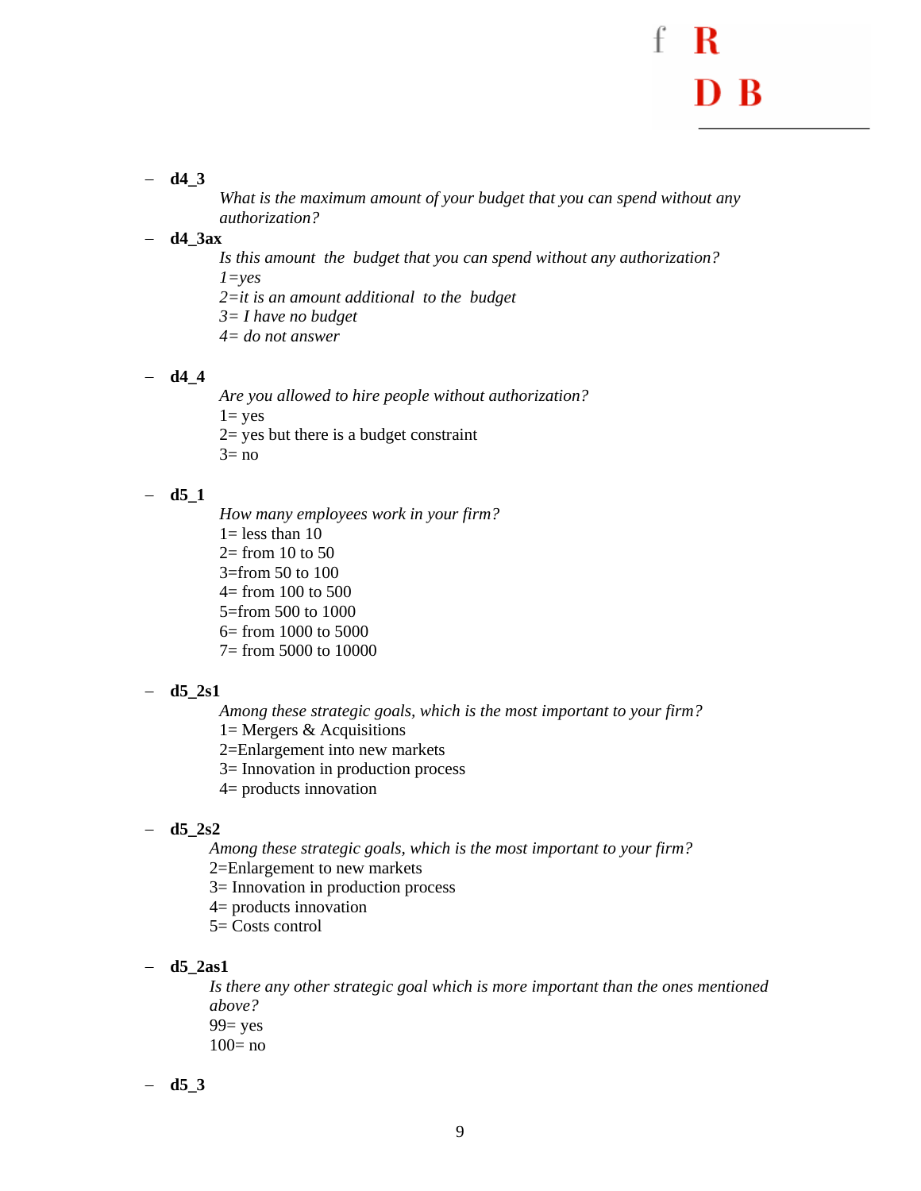- **d4_3**

  *What is the maximum amount of your budget that you can spend without any authorization?*

- **d4_3ax**

  *Is this amount the budget that you can spend without any authorization?*
  *1=yes*
  *2=it is an amount additional to the budget*
  *3= I have no budget*
  *4= do not answer*

- **d4_4**

  *Are you allowed to hire people without authorization?*
  1= yes
  2= yes but there is a budget constraint
  3= no

- **d5_1**

  *How many employees work in your firm?*
  1= less than 10
  2= from 10 to 50
  3=from 50 to 100
  4= from 100 to 500
  5=from 500 to 1000
  6= from 1000 to 5000
  7= from 5000 to 10000

- **d5_2s1**

  *Among these strategic goals, which is the most important to your firm?*
  1= Mergers & Acquisitions
  2=Enlargement into new markets
  3= Innovation in production process
  4= products innovation

- **d5_2s2**

  *Among these strategic goals, which is the most important to your firm?*
  2=Enlargement to new markets
  3= Innovation in production process
  4= products innovation
  5= Costs control

- **d5_2as1**

  *Is there any other strategic goal which is more important than the ones mentioned above?*
  99= yes
  100= no

- **d5_3**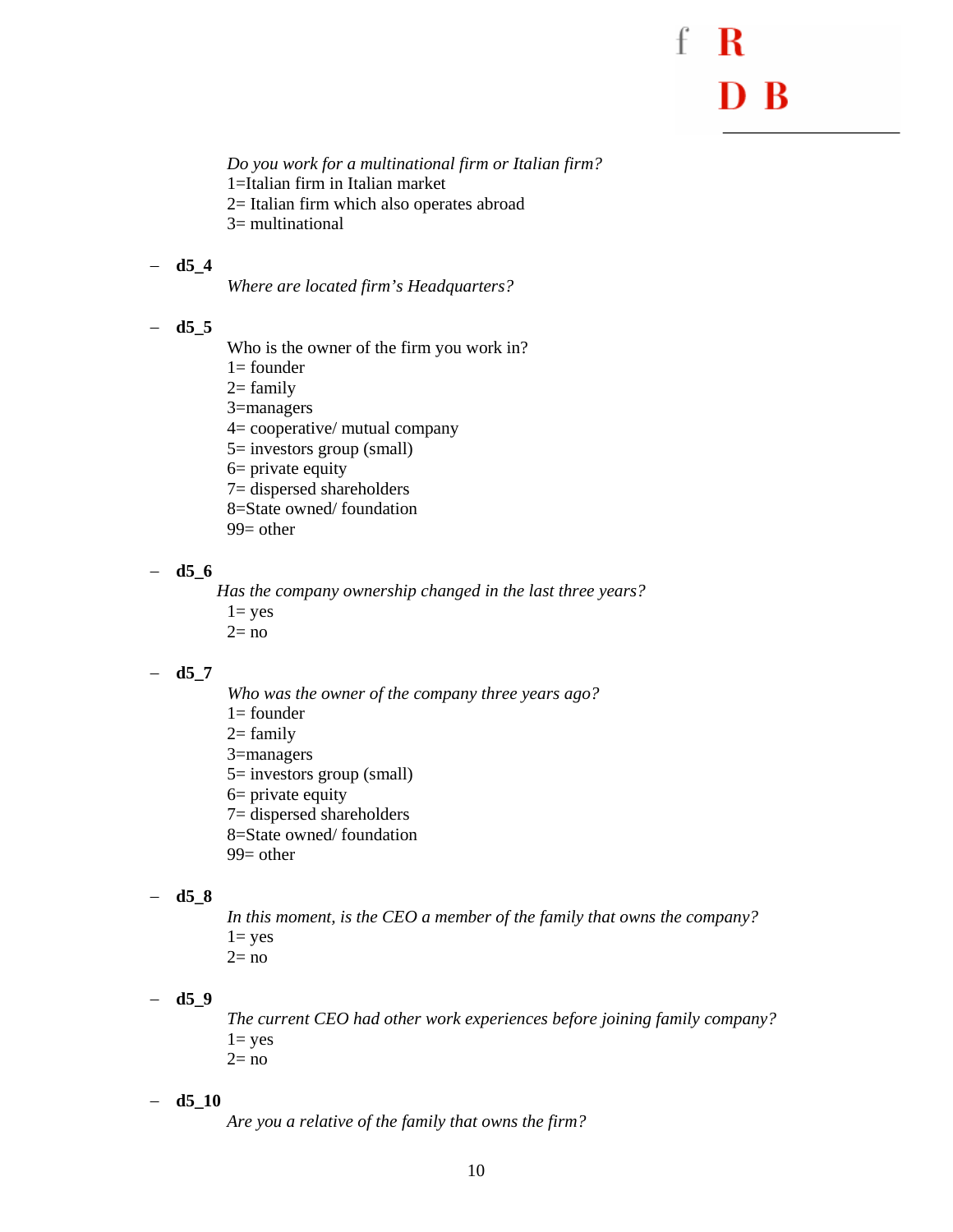*Do you work for a multinational firm or Italian firm?*
1=Italian firm in Italian market
2= Italian firm which also operates abroad
3= multinational

– **d5_4**

*Where are located firm's Headquarters?*

– **d5_5**

Who is the owner of the firm you work in?
1= founder
2= family
3=managers
4= cooperative/ mutual company
5= investors group (small)
6= private equity
7= dispersed shareholders
8=State owned/ foundation
99= other

– **d5_6**

*Has the company ownership changed in the last three years?*
1= yes
2= no

– **d5_7**

*Who was the owner of the company three years ago?*
1= founder
2= family
3=managers
5= investors group (small)
6= private equity
7= dispersed shareholders
8=State owned/ foundation
99= other

– **d5_8**

*In this moment, is the CEO a member of the family that owns the company?*
1= yes
2= no

– **d5_9**

*The current CEO had other work experiences before joining family company?*
1= yes
2= no

– **d5_10**

*Are you a relative of the family that owns the firm?*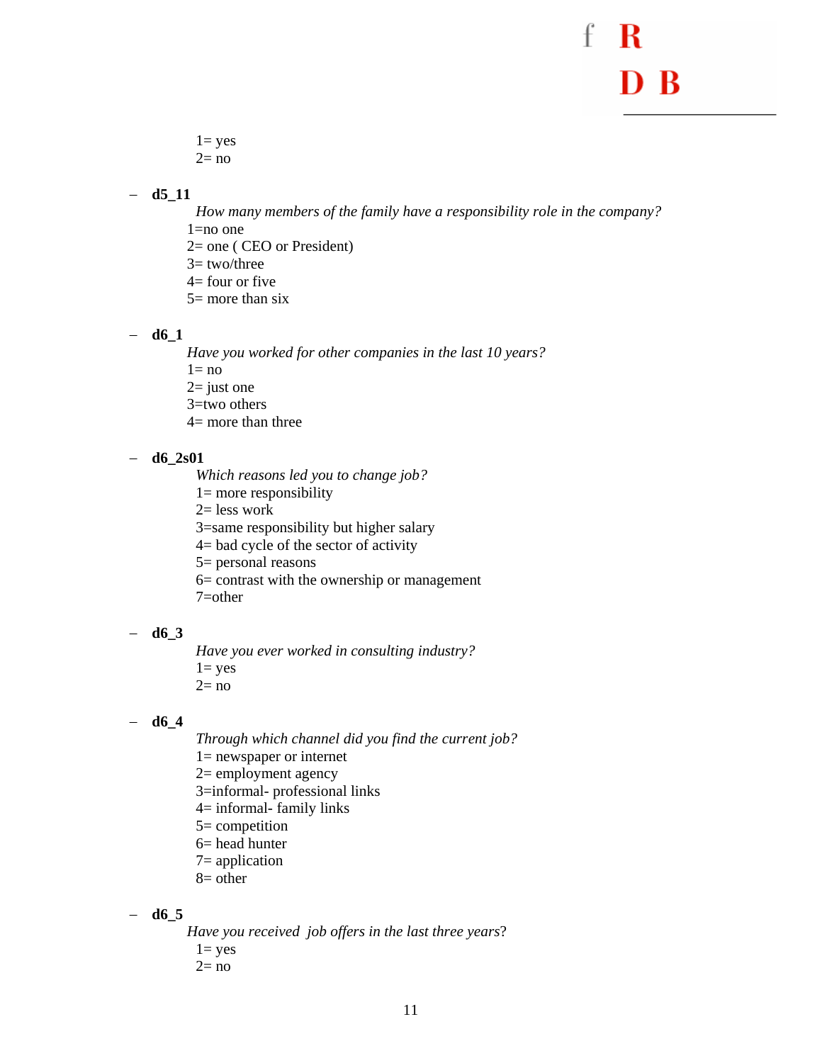1= yes
2= no

- **d5_11**

  *How many members of the family have a responsibility role in the company?*
  1=no one
  2= one ( CEO or President)
  3= two/three
  4= four or five
  5= more than six

- **d6_1**

  *Have you worked for other companies in the last 10 years?*
  1= no
  2= just one
  3=two others
  4= more than three

- **d6_2s01**

  *Which reasons led you to change job?*
  1= more responsibility
  2= less work
  3=same responsibility but higher salary
  4= bad cycle of the sector of activity
  5= personal reasons
  6= contrast with the ownership or management
  7=other

- **d6_3**

  *Have you ever worked in consulting industry?*
  1= yes
  2= no

- **d6_4**

  *Through which channel did you find the current job?*
  1= newspaper or internet
  2= employment agency
  3=informal- professional links
  4= informal- family links
  5= competition
  6= head hunter
  7= application
  8= other

- **d6_5**

  *Have you received job offers in the last three years*?
  1= yes
  2= no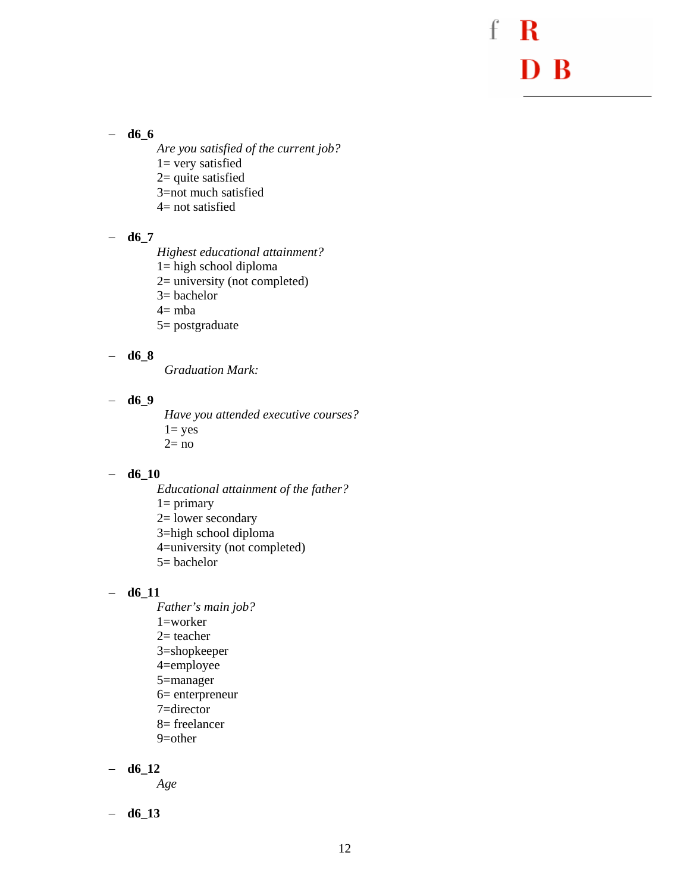- **d6_6**

  *Are you satisfied of the current job?*
  1= very satisfied
  2= quite satisfied
  3=not much satisfied
  4= not satisfied

- **d6_7**

  *Highest educational attainment?*
  1= high school diploma
  2= university (not completed)
  3= bachelor
  4= mba
  5= postgraduate

- **d6_8**

  *Graduation Mark:*

- **d6_9**

  *Have you attended executive courses?*
  1= yes
  2= no

- **d6_10**

  *Educational attainment of the father?*
  1= primary
  2= lower secondary
  3=high school diploma
  4=university (not completed)
  5= bachelor

- **d6_11**

  *Father's main job?*
  1=worker
  2= teacher
  3=shopkeeper
  4=employee
  5=manager
  6= enterpreneur
  7=director
  8= freelancer
  9=other

- **d6_12**

  *Age*

- **d6_13**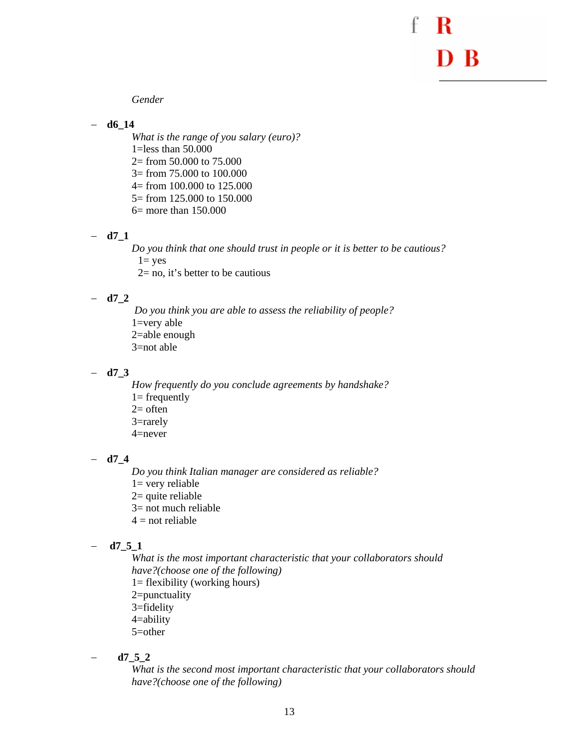*Gender*

- **d6_14**

  *What is the range of you salary (euro)?*
  1=less than 50.000
  2= from 50.000 to 75.000
  3= from 75.000 to 100.000
  4= from 100.000 to 125.000
  5= from 125.000 to 150.000
  6= more than 150.000

- **d7_1**

  *Do you think that one should trust in people or it is better to be cautious?*
  1= yes
  2= no, it's better to be cautious

- **d7_2**

  *Do you think you are able to assess the reliability of people?*
  1=very able
  2=able enough
  3=not able

- **d7_3**

  *How frequently do you conclude agreements by handshake?*
  1= frequently
  2= often
  3=rarely
  4=never

- **d7_4**

  *Do you think Italian manager are considered as reliable?*
  1= very reliable
  2= quite reliable
  3= not much reliable
  4 = not reliable

- **d7_5_1**

  *What is the most important characteristic that your collaborators should have?(choose one of the following)*
  1= flexibility (working hours)
  2=punctuality
  3=fidelity
  4=ability
  5=other

- **d7_5_2**

  *What is the second most important characteristic that your collaborators should have?(choose one of the following)*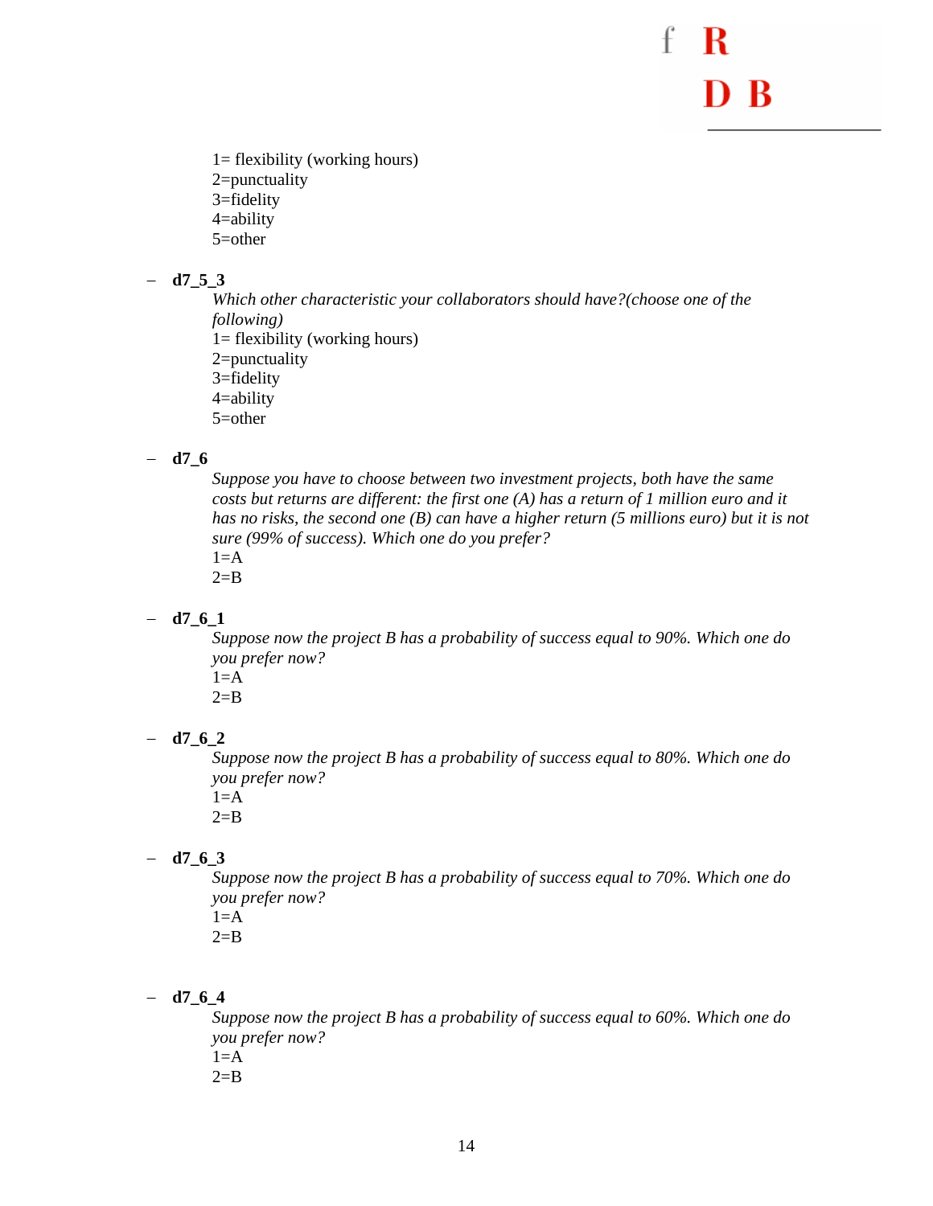1= flexibility (working hours)
2=punctuality
3=fidelity
4=ability
5=other

– **d7_5_3**

*Which other characteristic your collaborators should have?(choose one of the following)*
1= flexibility (working hours)
2=punctuality
3=fidelity
4=ability
5=other

– **d7_6**

*Suppose you have to choose between two investment projects, both have the same costs but returns are different: the first one (A) has a return of 1 million euro and it has no risks, the second one (B) can have a higher return (5 millions euro) but it is not sure (99% of success). Which one do you prefer?*
1=A
2=B

– **d7_6_1**

*Suppose now the project B has a probability of success equal to 90%. Which one do you prefer now?*
1=A
2=B

– **d7_6_2**

*Suppose now the project B has a probability of success equal to 80%. Which one do you prefer now?*
1=A
2=B

– **d7_6_3**

*Suppose now the project B has a probability of success equal to 70%. Which one do you prefer now?*
1=A
2=B

– **d7_6_4**

*Suppose now the project B has a probability of success equal to 60%. Which one do you prefer now?*
1=A
2=B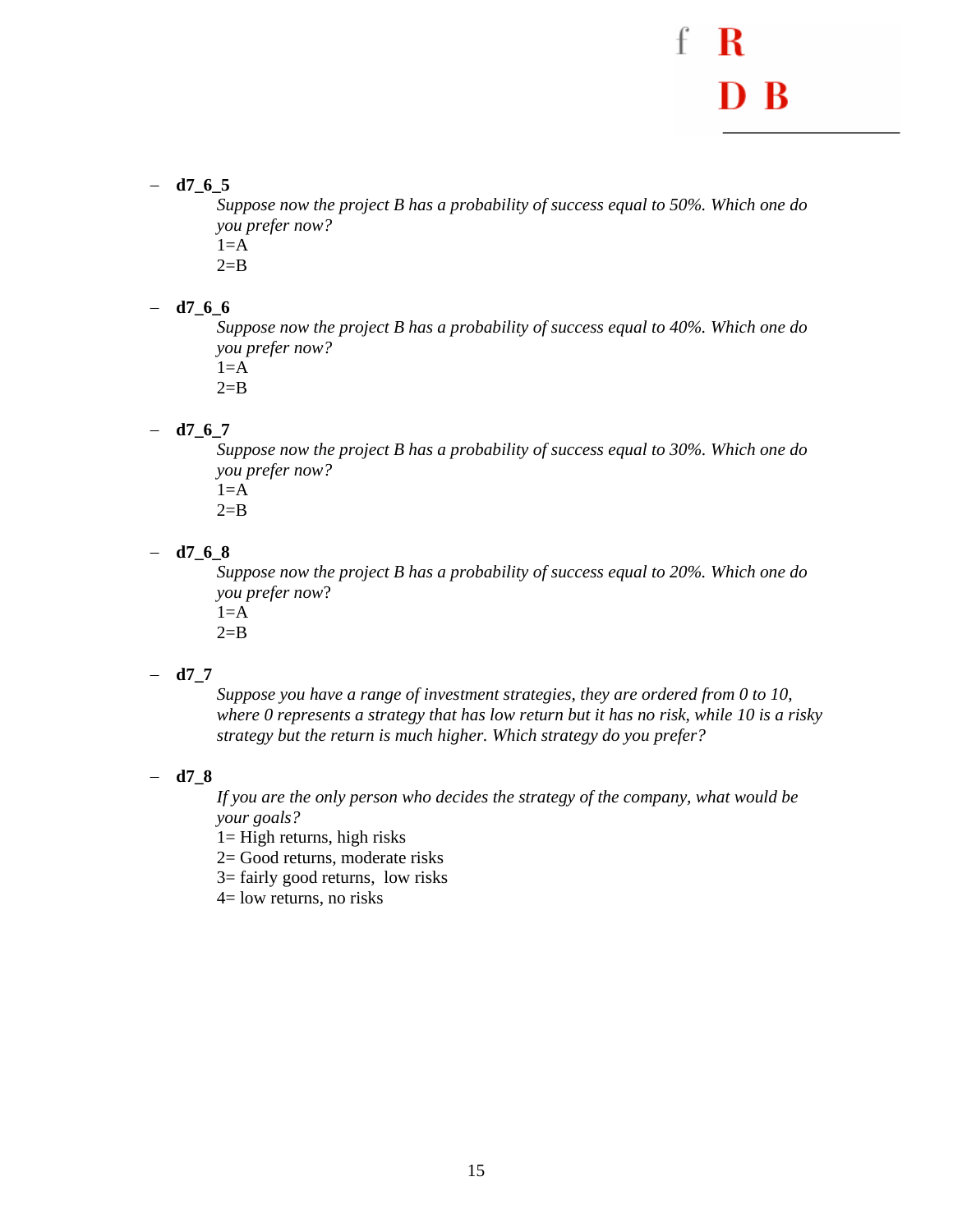- **d7_6_5**

  *Suppose now the project B has a probability of success equal to 50%. Which one do you prefer now?*
  1=A
  2=B

- **d7_6_6**

  *Suppose now the project B has a probability of success equal to 40%. Which one do you prefer now?*
  1=A
  2=B

- **d7_6_7**

  *Suppose now the project B has a probability of success equal to 30%. Which one do you prefer now?*
  1=A
  2=B

- **d7_6_8**

  *Suppose now the project B has a probability of success equal to 20%. Which one do you prefer now*?
  1=A
  2=B

- **d7_7**

  *Suppose you have a range of investment strategies, they are ordered from 0 to 10, where 0 represents a strategy that has low return but it has no risk, while 10 is a risky strategy but the return is much higher. Which strategy do you prefer?*

- **d7_8**

  *If you are the only person who decides the strategy of the company, what would be your goals?*
  1= High returns, high risks
  2= Good returns, moderate risks
  3= fairly good returns, low risks
  4= low returns, no risks